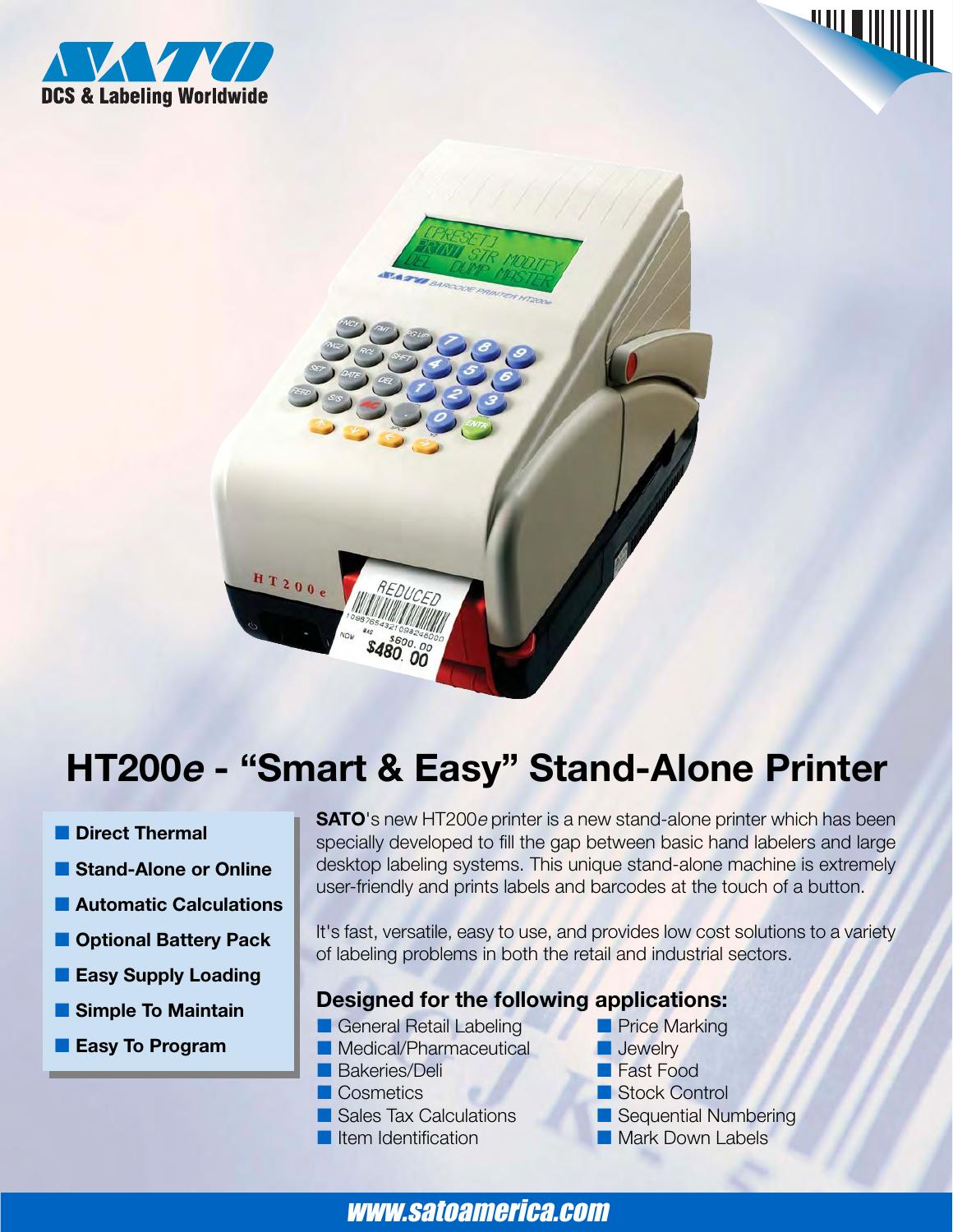SATO

DCS & Labeling Worldwide

# HT200*e* - "Smart & Easy" Stand-Alone Printer

- **Direct Thermal**
- **Stand-Alone or Online**
- **Automatic Calculations**
- **Optional Battery Pack**
- **Easy Supply Loading**
- **Simple To Maintain**
- **Easy To Program**

**SATO**'s new HT200*e* printer is a new stand-alone printer which has been specially developed to fill the gap between basic hand labelers and large desktop labeling systems. This unique stand-alone machine is extremely user-friendly and prints labels and barcodes at the touch of a button.

It's fast, versatile, easy to use, and provides low cost solutions to a variety of labeling problems in both the retail and industrial sectors.

## Designed for the following applications:

- General Retail Labeling
- Medical/Pharmaceutical
- Bakeries/Deli
- Cosmetics
- Sales Tax Calculations
- Item Identification
- Price Marking
- Jewelry
- Fast Food
- Stock Control
- Sequential Numbering
- Mark Down Labels

www.satoamerica.com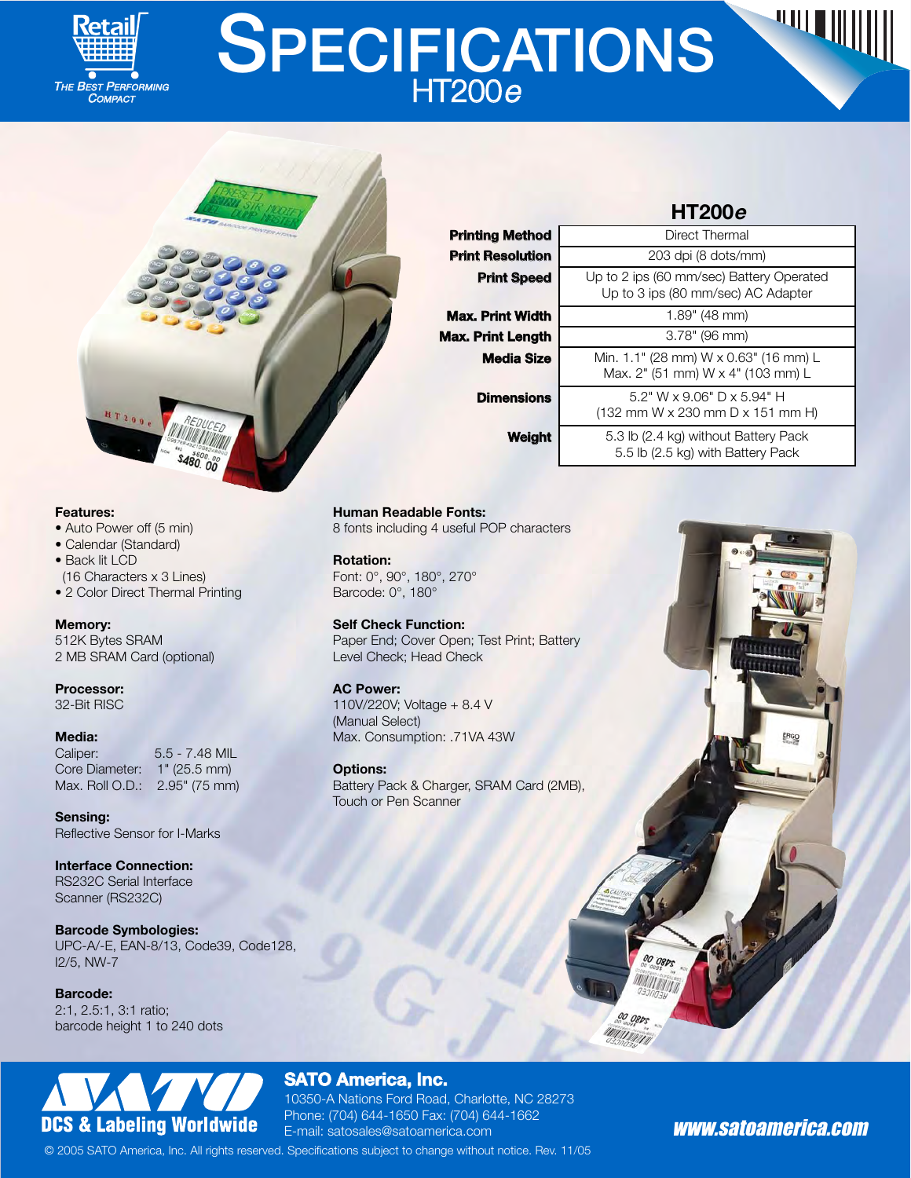# SPECIFICATIONS HT200*e*

Retail — *The Best Performing Compact*

| | HT200*e* |
|---|---|
| **Printing Method** | Direct Thermal |
| **Print Resolution** | 203 dpi (8 dots/mm) |
| **Print Speed** | Up to 2 ips (60 mm/sec) Battery Operated<br>Up to 3 ips (80 mm/sec) AC Adapter |
| **Max. Print Width** | 1.89" (48 mm) |
| **Max. Print Length** | 3.78" (96 mm) |
| **Media Size** | Min. 1.1" (28 mm) W x 0.63" (16 mm) L<br>Max. 2" (51 mm) W x 4" (103 mm) L |
| **Dimensions** | 5.2" W x 9.06" D x 5.94" H<br>(132 mm W x 230 mm D x 151 mm H) |
| **Weight** | 5.3 lb (2.4 kg) without Battery Pack<br>5.5 lb (2.5 kg) with Battery Pack |

**Features:**
- Auto Power off (5 min)
- Calendar (Standard)
- Back lit LCD
  (16 Characters x 3 Lines)
- 2 Color Direct Thermal Printing

**Memory:**
512K Bytes SRAM
2 MB SRAM Card (optional)

**Processor:**
32-Bit RISC

**Media:**
Caliper: 5.5 - 7.48 MIL
Core Diameter: 1" (25.5 mm)
Max. Roll O.D.: 2.95" (75 mm)

**Sensing:**
Reflective Sensor for I-Marks

**Interface Connection:**
RS232C Serial Interface
Scanner (RS232C)

**Barcode Symbologies:**
UPC-A/-E, EAN-8/13, Code39, Code128, I2/5, NW-7

**Barcode:**
2:1, 2.5:1, 3:1 ratio;
barcode height 1 to 240 dots

**Human Readable Fonts:**
8 fonts including 4 useful POP characters

**Rotation:**
Font: 0°, 90°, 180°, 270°
Barcode: 0°, 180°

**Self Check Function:**
Paper End; Cover Open; Test Print; Battery Level Check; Head Check

**AC Power:**
110V/220V; Voltage + 8.4 V
(Manual Select)
Max. Consumption: .71VA 43W

**Options:**
Battery Pack & Charger, SRAM Card (2MB), Touch or Pen Scanner

SATO — DCS & Labeling Worldwide

**SATO America, Inc.**
10350-A Nations Ford Road, Charlotte, NC 28273
Phone: (704) 644-1650 Fax: (704) 644-1662
E-mail: satosales@satoamerica.com

**www.satoamerica.com**

© 2005 SATO America, Inc. All rights reserved. Specifications subject to change without notice. Rev. 11/05